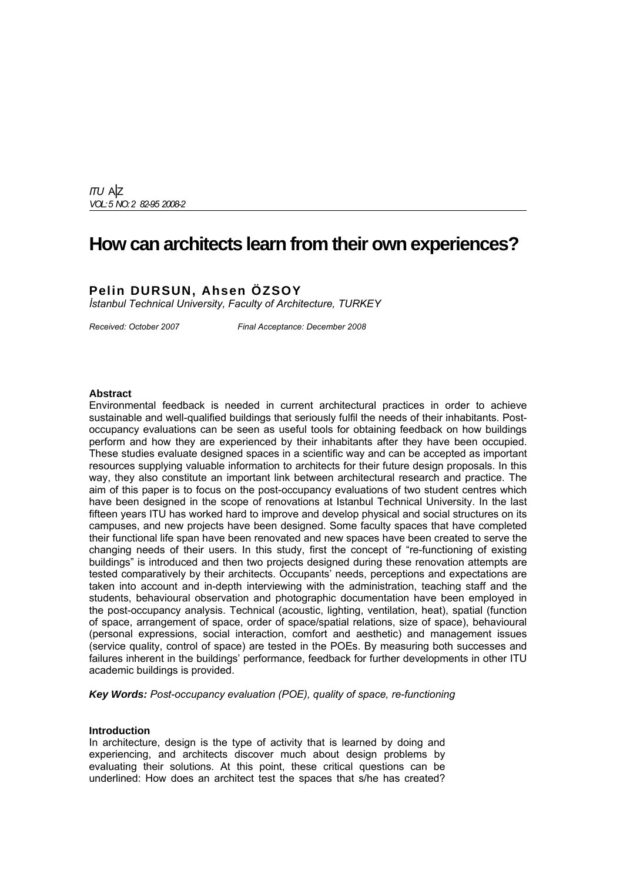# How can architects learn from their own experiences?

**Pelin DURSUN, Ahsen ÖZSOY**

*İstanbul Technical University, Faculty of Architecture, TURKEY*

*Received: October 2007 Final Acceptance: December 2008*

## Abstract

Environmental feedback is needed in current architectural practices in order to achieve sustainable and well-qualified buildings that seriously fulfil the needs of their inhabitants. Post-occupancy evaluations can be seen as useful tools for obtaining feedback on how buildings perform and how they are experienced by their inhabitants after they have been occupied. These studies evaluate designed spaces in a scientific way and can be accepted as important resources supplying valuable information to architects for their future design proposals. In this way, they also constitute an important link between architectural research and practice. The aim of this paper is to focus on the post-occupancy evaluations of two student centres which have been designed in the scope of renovations at Istanbul Technical University. In the last fifteen years ITU has worked hard to improve and develop physical and social structures on its campuses, and new projects have been designed. Some faculty spaces that have completed their functional life span have been renovated and new spaces have been created to serve the changing needs of their users. In this study, first the concept of "re-functioning of existing buildings" is introduced and then two projects designed during these renovation attempts are tested comparatively by their architects. Occupants' needs, perceptions and expectations are taken into account and in-depth interviewing with the administration, teaching staff and the students, behavioural observation and photographic documentation have been employed in the post-occupancy analysis. Technical (acoustic, lighting, ventilation, heat), spatial (function of space, arrangement of space, order of space/spatial relations, size of space), behavioural (personal expressions, social interaction, comfort and aesthetic) and management issues (service quality, control of space) are tested in the POEs. By measuring both successes and failures inherent in the buildings' performance, feedback for further developments in other ITU academic buildings is provided.

***Key Words:*** *Post-occupancy evaluation (POE), quality of space, re-functioning*

## Introduction

In architecture, design is the type of activity that is learned by doing and experiencing, and architects discover much about design problems by evaluating their solutions. At this point, these critical questions can be underlined: How does an architect test the spaces that s/he has created?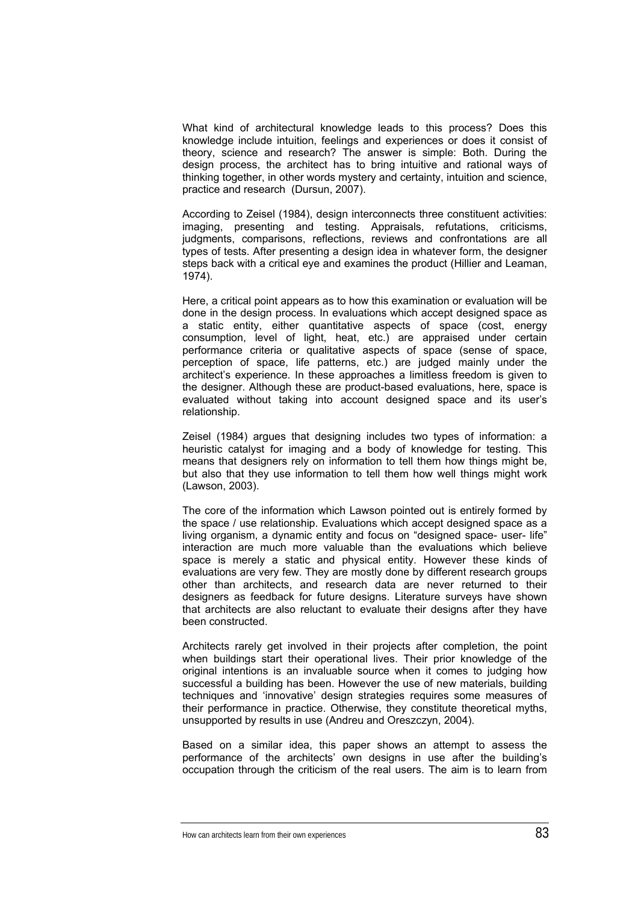What kind of architectural knowledge leads to this process? Does this knowledge include intuition, feelings and experiences or does it consist of theory, science and research? The answer is simple: Both. During the design process, the architect has to bring intuitive and rational ways of thinking together, in other words mystery and certainty, intuition and science, practice and research (Dursun, 2007).

According to Zeisel (1984), design interconnects three constituent activities: imaging, presenting and testing. Appraisals, refutations, criticisms, judgments, comparisons, reflections, reviews and confrontations are all types of tests. After presenting a design idea in whatever form, the designer steps back with a critical eye and examines the product (Hillier and Leaman, 1974).

Here, a critical point appears as to how this examination or evaluation will be done in the design process. In evaluations which accept designed space as a static entity, either quantitative aspects of space (cost, energy consumption, level of light, heat, etc.) are appraised under certain performance criteria or qualitative aspects of space (sense of space, perception of space, life patterns, etc.) are judged mainly under the architect's experience. In these approaches a limitless freedom is given to the designer. Although these are product-based evaluations, here, space is evaluated without taking into account designed space and its user's relationship.

Zeisel (1984) argues that designing includes two types of information: a heuristic catalyst for imaging and a body of knowledge for testing. This means that designers rely on information to tell them how things might be, but also that they use information to tell them how well things might work (Lawson, 2003).

The core of the information which Lawson pointed out is entirely formed by the space / use relationship. Evaluations which accept designed space as a living organism, a dynamic entity and focus on "designed space- user- life" interaction are much more valuable than the evaluations which believe space is merely a static and physical entity. However these kinds of evaluations are very few. They are mostly done by different research groups other than architects, and research data are never returned to their designers as feedback for future designs. Literature surveys have shown that architects are also reluctant to evaluate their designs after they have been constructed.

Architects rarely get involved in their projects after completion, the point when buildings start their operational lives. Their prior knowledge of the original intentions is an invaluable source when it comes to judging how successful a building has been. However the use of new materials, building techniques and 'innovative' design strategies requires some measures of their performance in practice. Otherwise, they constitute theoretical myths, unsupported by results in use (Andreu and Oreszczyn, 2004).

Based on a similar idea, this paper shows an attempt to assess the performance of the architects' own designs in use after the building's occupation through the criticism of the real users. The aim is to learn from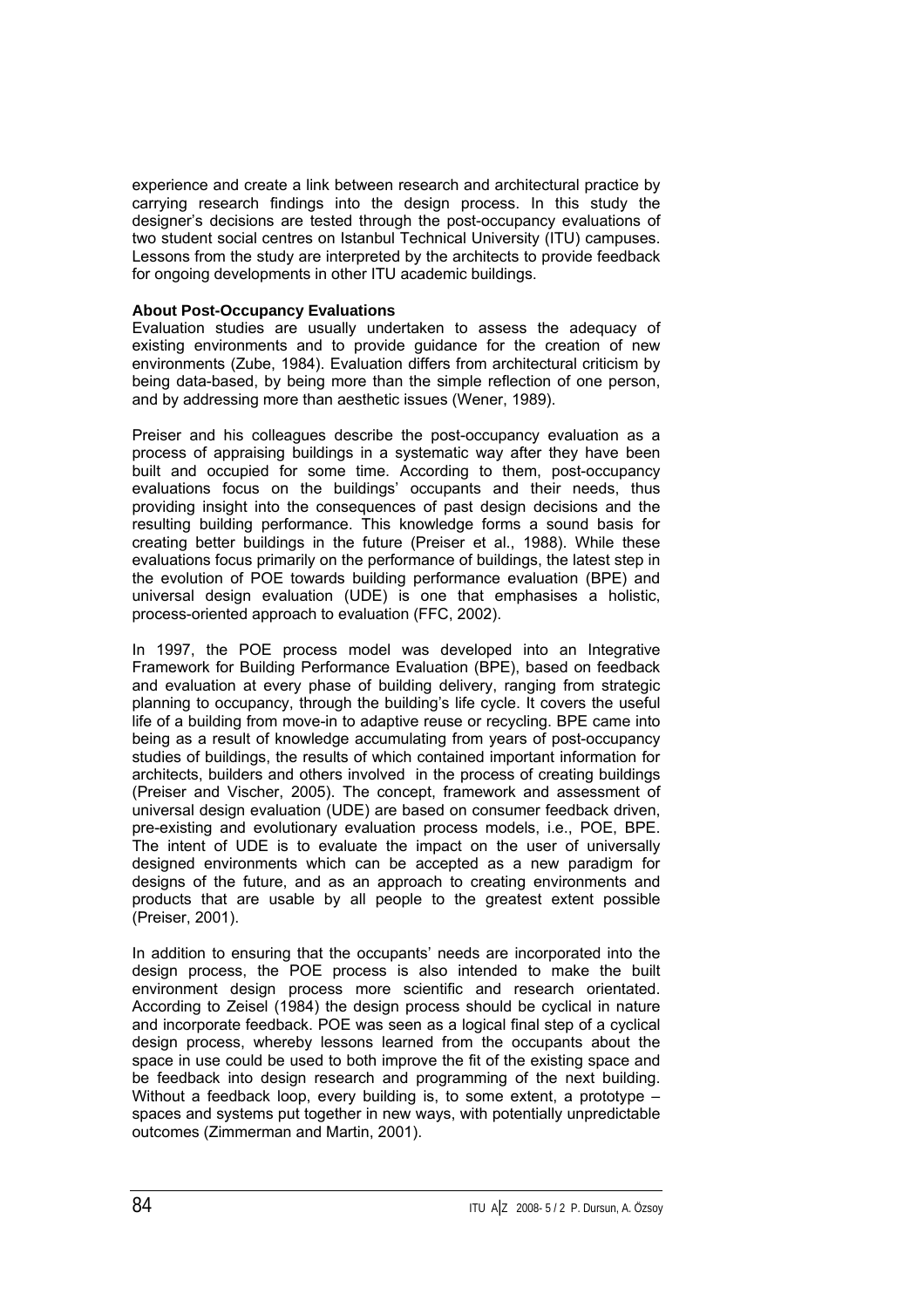experience and create a link between research and architectural practice by carrying research findings into the design process. In this study the designer's decisions are tested through the post-occupancy evaluations of two student social centres on Istanbul Technical University (ITU) campuses. Lessons from the study are interpreted by the architects to provide feedback for ongoing developments in other ITU academic buildings.

### About Post-Occupancy Evaluations

Evaluation studies are usually undertaken to assess the adequacy of existing environments and to provide guidance for the creation of new environments (Zube, 1984). Evaluation differs from architectural criticism by being data-based, by being more than the simple reflection of one person, and by addressing more than aesthetic issues (Wener, 1989).

Preiser and his colleagues describe the post-occupancy evaluation as a process of appraising buildings in a systematic way after they have been built and occupied for some time. According to them, post-occupancy evaluations focus on the buildings' occupants and their needs, thus providing insight into the consequences of past design decisions and the resulting building performance. This knowledge forms a sound basis for creating better buildings in the future (Preiser et al., 1988). While these evaluations focus primarily on the performance of buildings, the latest step in the evolution of POE towards building performance evaluation (BPE) and universal design evaluation (UDE) is one that emphasises a holistic, process-oriented approach to evaluation (FFC, 2002).

In 1997, the POE process model was developed into an Integrative Framework for Building Performance Evaluation (BPE), based on feedback and evaluation at every phase of building delivery, ranging from strategic planning to occupancy, through the building's life cycle. It covers the useful life of a building from move-in to adaptive reuse or recycling. BPE came into being as a result of knowledge accumulating from years of post-occupancy studies of buildings, the results of which contained important information for architects, builders and others involved in the process of creating buildings (Preiser and Vischer, 2005). The concept, framework and assessment of universal design evaluation (UDE) are based on consumer feedback driven, pre-existing and evolutionary evaluation process models, i.e., POE, BPE. The intent of UDE is to evaluate the impact on the user of universally designed environments which can be accepted as a new paradigm for designs of the future, and as an approach to creating environments and products that are usable by all people to the greatest extent possible (Preiser, 2001).

In addition to ensuring that the occupants' needs are incorporated into the design process, the POE process is also intended to make the built environment design process more scientific and research orientated. According to Zeisel (1984) the design process should be cyclical in nature and incorporate feedback. POE was seen as a logical final step of a cyclical design process, whereby lessons learned from the occupants about the space in use could be used to both improve the fit of the existing space and be feedback into design research and programming of the next building. Without a feedback loop, every building is, to some extent, a prototype – spaces and systems put together in new ways, with potentially unpredictable outcomes (Zimmerman and Martin, 2001).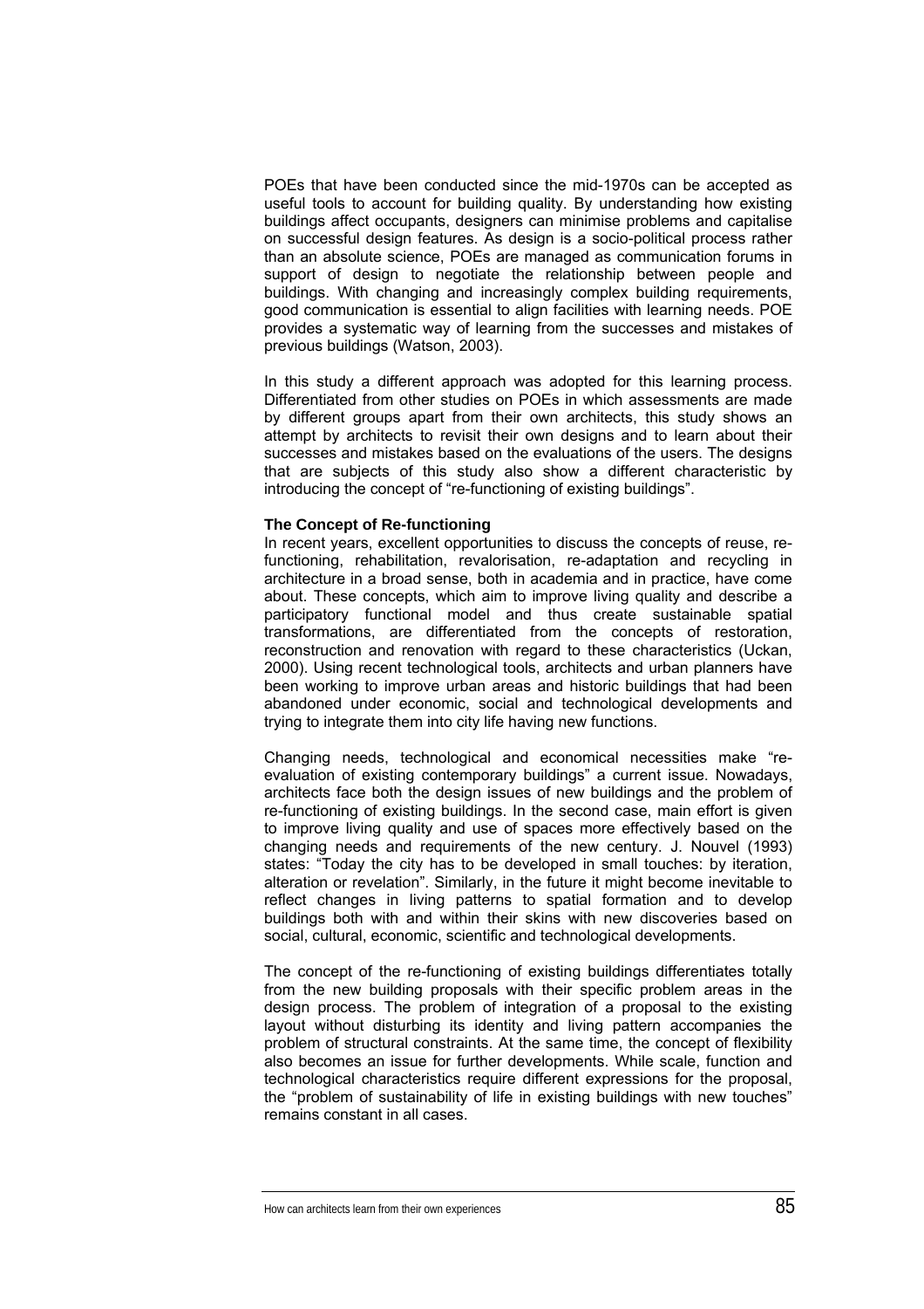POEs that have been conducted since the mid-1970s can be accepted as useful tools to account for building quality. By understanding how existing buildings affect occupants, designers can minimise problems and capitalise on successful design features. As design is a socio-political process rather than an absolute science, POEs are managed as communication forums in support of design to negotiate the relationship between people and buildings. With changing and increasingly complex building requirements, good communication is essential to align facilities with learning needs. POE provides a systematic way of learning from the successes and mistakes of previous buildings (Watson, 2003).

In this study a different approach was adopted for this learning process. Differentiated from other studies on POEs in which assessments are made by different groups apart from their own architects, this study shows an attempt by architects to revisit their own designs and to learn about their successes and mistakes based on the evaluations of the users. The designs that are subjects of this study also show a different characteristic by introducing the concept of "re-functioning of existing buildings".

**The Concept of Re-functioning**

In recent years, excellent opportunities to discuss the concepts of reuse, re-functioning, rehabilitation, revalorisation, re-adaptation and recycling in architecture in a broad sense, both in academia and in practice, have come about. These concepts, which aim to improve living quality and describe a participatory functional model and thus create sustainable spatial transformations, are differentiated from the concepts of restoration, reconstruction and renovation with regard to these characteristics (Uckan, 2000). Using recent technological tools, architects and urban planners have been working to improve urban areas and historic buildings that had been abandoned under economic, social and technological developments and trying to integrate them into city life having new functions.

Changing needs, technological and economical necessities make "re-evaluation of existing contemporary buildings" a current issue. Nowadays, architects face both the design issues of new buildings and the problem of re-functioning of existing buildings. In the second case, main effort is given to improve living quality and use of spaces more effectively based on the changing needs and requirements of the new century. J. Nouvel (1993) states: "Today the city has to be developed in small touches: by iteration, alteration or revelation". Similarly, in the future it might become inevitable to reflect changes in living patterns to spatial formation and to develop buildings both with and within their skins with new discoveries based on social, cultural, economic, scientific and technological developments.

The concept of the re-functioning of existing buildings differentiates totally from the new building proposals with their specific problem areas in the design process. The problem of integration of a proposal to the existing layout without disturbing its identity and living pattern accompanies the problem of structural constraints. At the same time, the concept of flexibility also becomes an issue for further developments. While scale, function and technological characteristics require different expressions for the proposal, the "problem of sustainability of life in existing buildings with new touches" remains constant in all cases.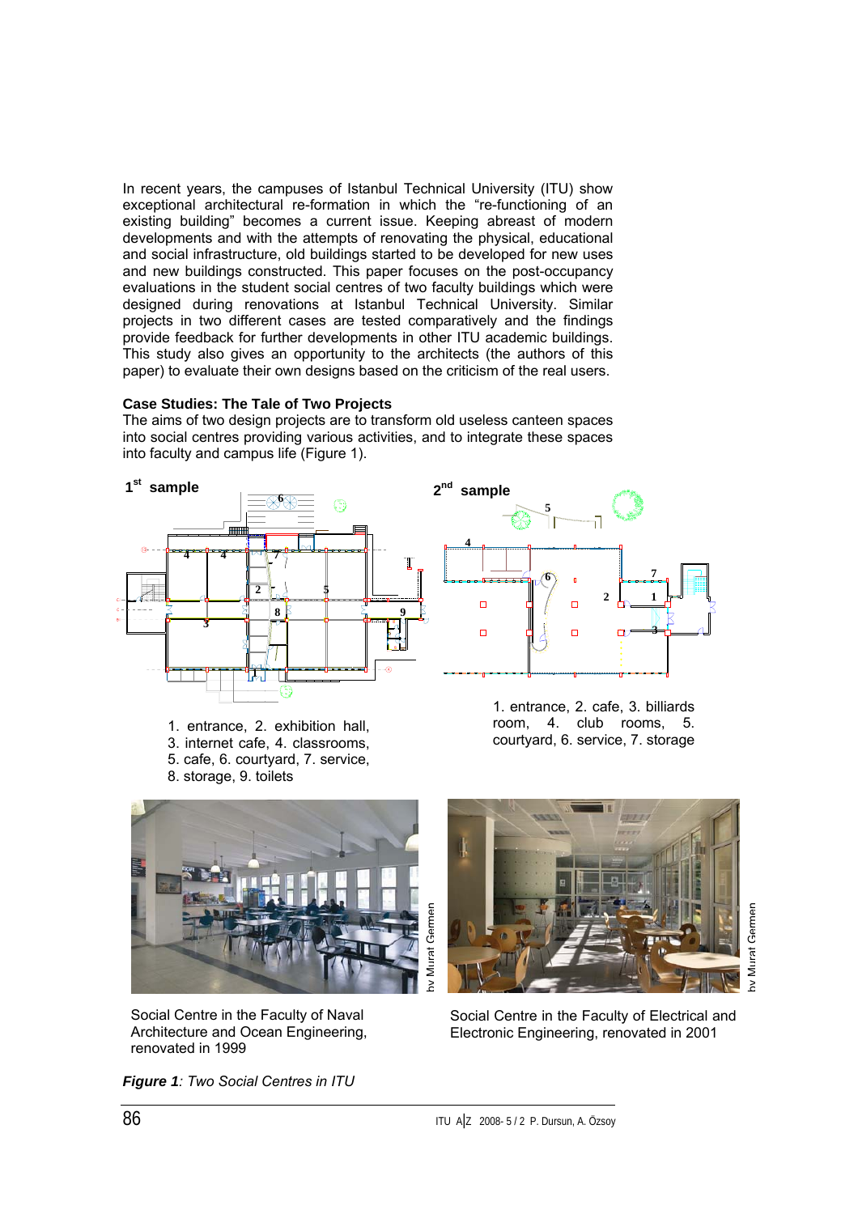In recent years, the campuses of Istanbul Technical University (ITU) show exceptional architectural re-formation in which the “re-functioning of an existing building” becomes a current issue. Keeping abreast of modern developments and with the attempts of renovating the physical, educational and social infrastructure, old buildings started to be developed for new uses and new buildings constructed. This paper focuses on the post-occupancy evaluations in the student social centres of two faculty buildings which were designed during renovations at Istanbul Technical University. Similar projects in two different cases are tested comparatively and the findings provide feedback for further developments in other ITU academic buildings. This study also gives an opportunity to the architects (the authors of this paper) to evaluate their own designs based on the criticism of the real users.

**Case Studies: The Tale of Two Projects**

The aims of two design projects are to transform old useless canteen spaces into social centres providing various activities, and to integrate these spaces into faculty and campus life (Figure 1).

**1st sample**

1. entrance, 2. exhibition hall, 3. internet cafe, 4. classrooms, 5. cafe, 6. courtyard, 7. service, 8. storage, 9. toilets

**2nd sample**

1. entrance, 2. cafe, 3. billiards room, 4. club rooms, 5. courtyard, 6. service, 7. storage

by Murat Germen

Social Centre in the Faculty of Naval Architecture and Ocean Engineering, renovated in 1999

by Murat Germen

Social Centre in the Faculty of Electrical and Electronic Engineering, renovated in 2001

***Figure 1**: Two Social Centres in ITU*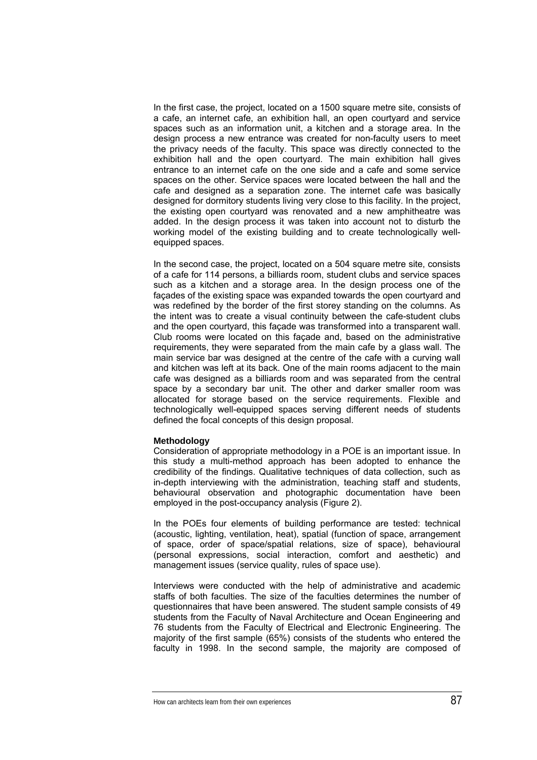In the first case, the project, located on a 1500 square metre site, consists of a cafe, an internet cafe, an exhibition hall, an open courtyard and service spaces such as an information unit, a kitchen and a storage area. In the design process a new entrance was created for non-faculty users to meet the privacy needs of the faculty. This space was directly connected to the exhibition hall and the open courtyard. The main exhibition hall gives entrance to an internet cafe on the one side and a cafe and some service spaces on the other. Service spaces were located between the hall and the cafe and designed as a separation zone. The internet cafe was basically designed for dormitory students living very close to this facility. In the project, the existing open courtyard was renovated and a new amphitheatre was added. In the design process it was taken into account not to disturb the working model of the existing building and to create technologically well-equipped spaces.

In the second case, the project, located on a 504 square metre site, consists of a cafe for 114 persons, a billiards room, student clubs and service spaces such as a kitchen and a storage area. In the design process one of the façades of the existing space was expanded towards the open courtyard and was redefined by the border of the first storey standing on the columns. As the intent was to create a visual continuity between the cafe-student clubs and the open courtyard, this façade was transformed into a transparent wall. Club rooms were located on this façade and, based on the administrative requirements, they were separated from the main cafe by a glass wall. The main service bar was designed at the centre of the cafe with a curving wall and kitchen was left at its back. One of the main rooms adjacent to the main cafe was designed as a billiards room and was separated from the central space by a secondary bar unit. The other and darker smaller room was allocated for storage based on the service requirements. Flexible and technologically well-equipped spaces serving different needs of students defined the focal concepts of this design proposal.

**Methodology**

Consideration of appropriate methodology in a POE is an important issue. In this study a multi-method approach has been adopted to enhance the credibility of the findings. Qualitative techniques of data collection, such as in-depth interviewing with the administration, teaching staff and students, behavioural observation and photographic documentation have been employed in the post-occupancy analysis (Figure 2).

In the POEs four elements of building performance are tested: technical (acoustic, lighting, ventilation, heat), spatial (function of space, arrangement of space, order of space/spatial relations, size of space), behavioural (personal expressions, social interaction, comfort and aesthetic) and management issues (service quality, rules of space use).

Interviews were conducted with the help of administrative and academic staffs of both faculties. The size of the faculties determines the number of questionnaires that have been answered. The student sample consists of 49 students from the Faculty of Naval Architecture and Ocean Engineering and 76 students from the Faculty of Electrical and Electronic Engineering. The majority of the first sample (65%) consists of the students who entered the faculty in 1998. In the second sample, the majority are composed of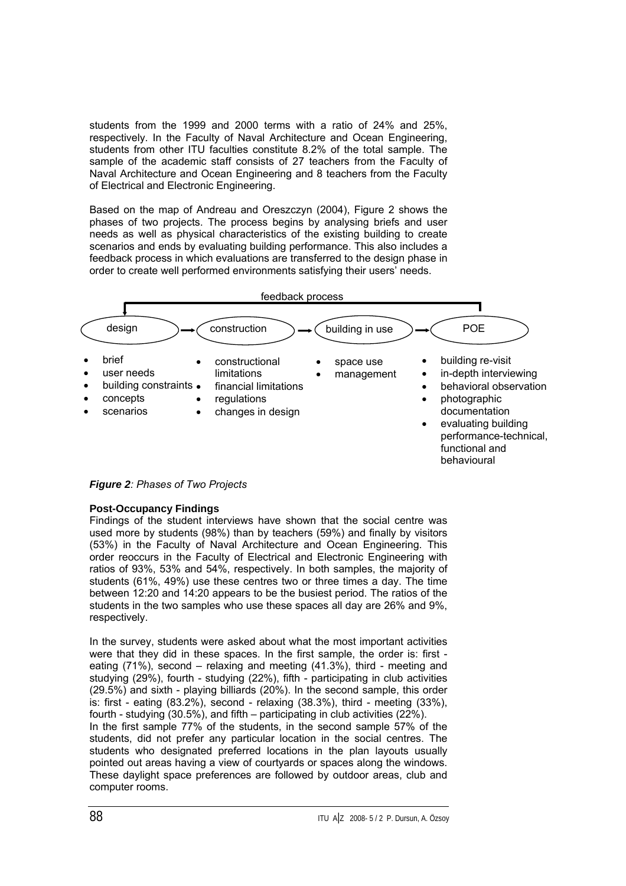students from the 1999 and 2000 terms with a ratio of 24% and 25%, respectively. In the Faculty of Naval Architecture and Ocean Engineering, students from other ITU faculties constitute 8.2% of the total sample. The sample of the academic staff consists of 27 teachers from the Faculty of Naval Architecture and Ocean Engineering and 8 teachers from the Faculty of Electrical and Electronic Engineering.

Based on the map of Andreau and Oreszczyn (2004), Figure 2 shows the phases of two projects. The process begins by analysing briefs and user needs as well as physical characteristics of the existing building to create scenarios and ends by evaluating building performance. This also includes a feedback process in which evaluations are transferred to the design phase in order to create well performed environments satisfying their users' needs.

feedback process

design → construction → building in use → POE

**design**
- brief
- user needs
- building constraints
- concepts
- scenarios

**construction**
- constructional limitations
- financial limitations
- regulations
- changes in design

**building in use**
- space use
- management

**POE**
- building re-visit
- in-depth interviewing
- behavioral observation
- photographic documentation
- evaluating building performance-technical, functional and behavioural

***Figure 2**: Phases of Two Projects*

**Post-Occupancy Findings**

Findings of the student interviews have shown that the social centre was used more by students (98%) than by teachers (59%) and finally by visitors (53%) in the Faculty of Naval Architecture and Ocean Engineering. This order reoccurs in the Faculty of Electrical and Electronic Engineering with ratios of 93%, 53% and 54%, respectively. In both samples, the majority of students (61%, 49%) use these centres two or three times a day. The time between 12:20 and 14:20 appears to be the busiest period. The ratios of the students in the two samples who use these spaces all day are 26% and 9%, respectively.

In the survey, students were asked about what the most important activities were that they did in these spaces. In the first sample, the order is: first - eating (71%), second – relaxing and meeting (41.3%), third - meeting and studying (29%), fourth - studying (22%), fifth - participating in club activities (29.5%) and sixth - playing billiards (20%). In the second sample, this order is: first - eating (83.2%), second - relaxing (38.3%), third - meeting (33%), fourth - studying (30.5%), and fifth – participating in club activities (22%).
In the first sample 77% of the students, in the second sample 57% of the students, did not prefer any particular location in the social centres. The students who designated preferred locations in the plan layouts usually pointed out areas having a view of courtyards or spaces along the windows. These daylight space preferences are followed by outdoor areas, club and computer rooms.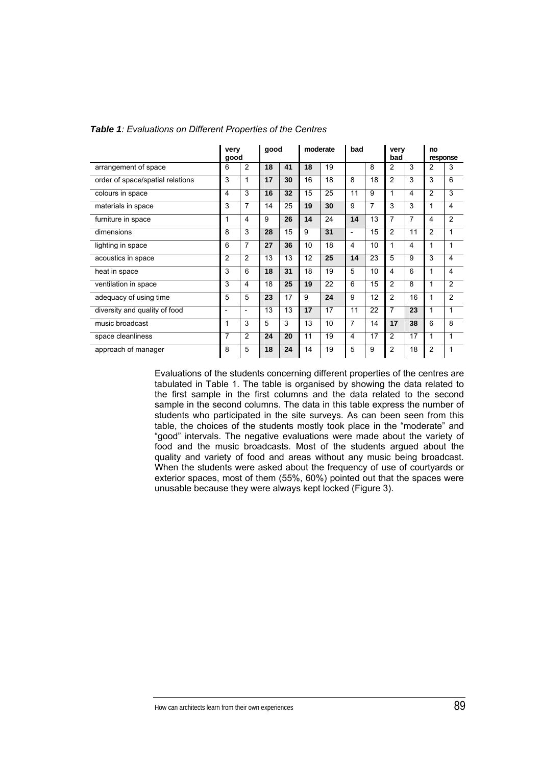***Table 1**: Evaluations on Different Properties of the Centres*

| | very good | | good | | moderate | | bad | | very bad | | no response | |
|---|---|---|---|---|---|---|---|---|---|---|---|---|
| arrangement of space | 6 | 2 | **18** | **41** | **18** | 19 | | 8 | 2 | 3 | 2 | 3 |
| order of space/spatial relations | 3 | 1 | **17** | **30** | 16 | 18 | 8 | 18 | 2 | 3 | 3 | 6 |
| colours in space | 4 | 3 | **16** | **32** | 15 | 25 | 11 | 9 | 1 | 4 | 2 | 3 |
| materials in space | 3 | 7 | 14 | 25 | **19** | **30** | 9 | 7 | 3 | 3 | 1 | 4 |
| furniture in space | 1 | 4 | 9 | **26** | **14** | 24 | **14** | 13 | 7 | 7 | 4 | 2 |
| dimensions | 8 | 3 | **28** | 15 | 9 | **31** | - | 15 | 2 | 11 | 2 | 1 |
| lighting in space | 6 | 7 | **27** | **36** | 10 | 18 | 4 | 10 | 1 | 4 | 1 | 1 |
| acoustics in space | 2 | 2 | 13 | 13 | 12 | **25** | **14** | 23 | 5 | 9 | 3 | 4 |
| heat in space | 3 | 6 | **18** | **31** | 18 | 19 | 5 | 10 | 4 | 6 | 1 | 4 |
| ventilation in space | 3 | 4 | 18 | **25** | **19** | 22 | 6 | 15 | 2 | 8 | 1 | 2 |
| adequacy of using time | 5 | 5 | **23** | 17 | 9 | **24** | 9 | 12 | 2 | 16 | 1 | 2 |
| diversity and quality of food | - | - | 13 | 13 | **17** | 17 | 11 | 22 | 7 | **23** | 1 | 1 |
| music broadcast | 1 | 3 | 5 | 3 | 13 | 10 | 7 | 14 | **17** | **38** | 6 | 8 |
| space cleanliness | 7 | 2 | **24** | **20** | 11 | 19 | 4 | 17 | 2 | 17 | 1 | 1 |
| approach of manager | 8 | 5 | **18** | **24** | 14 | 19 | 5 | 9 | 2 | 18 | 2 | 1 |

Evaluations of the students concerning different properties of the centres are tabulated in Table 1. The table is organised by showing the data related to the first sample in the first columns and the data related to the second sample in the second columns. The data in this table express the number of students who participated in the site surveys. As can been seen from this table, the choices of the students mostly took place in the "moderate" and "good" intervals. The negative evaluations were made about the variety of food and the music broadcasts. Most of the students argued about the quality and variety of food and areas without any music being broadcast. When the students were asked about the frequency of use of courtyards or exterior spaces, most of them (55%, 60%) pointed out that the spaces were unusable because they were always kept locked (Figure 3).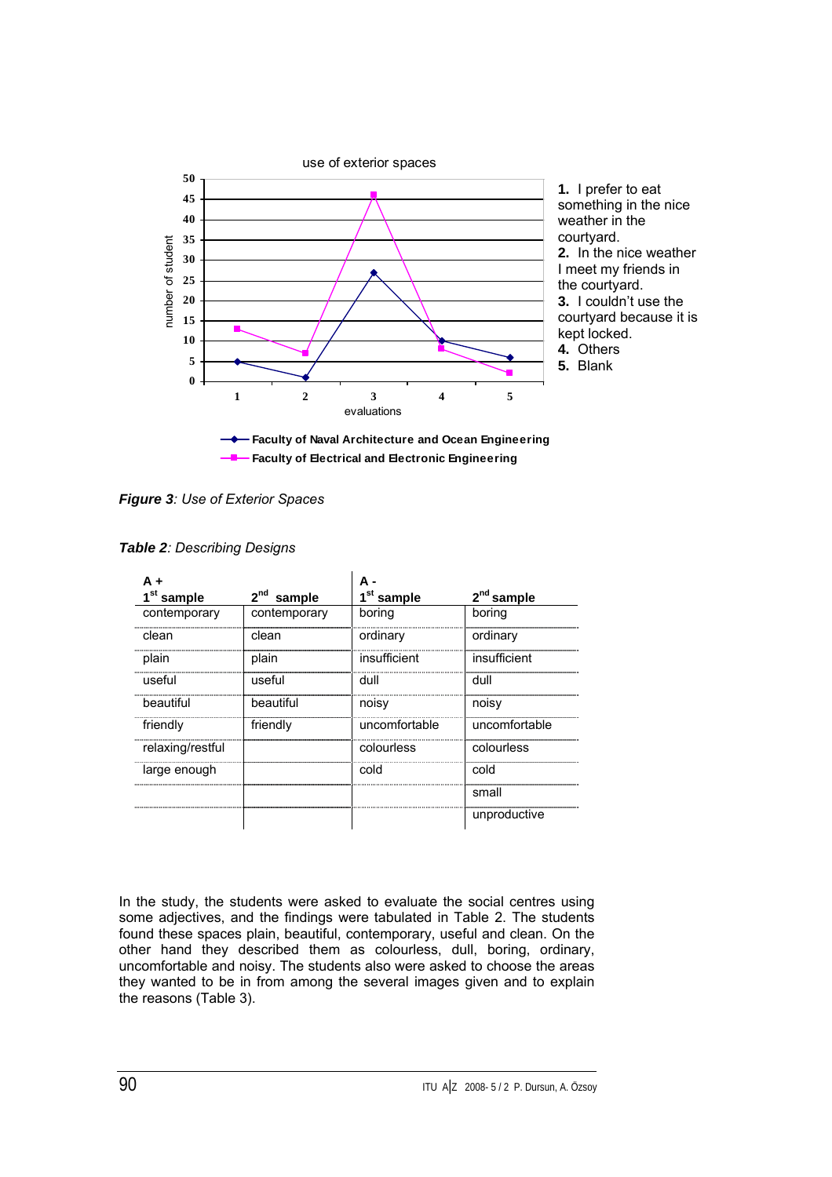use of exterior spaces

| evaluations | 1 | 2 | 3 | 4 | 5 |
|---|---|---|---|---|---|
| Faculty of Naval Architecture and Ocean Engineering | 5 | 1 | 27 | 10 | 6 |
| Faculty of Electrical and Electronic Engineering | 13 | 7 | 46 | 8 | 2 |

(y-axis: number of student; x-axis: evaluations)

1. I prefer to eat something in the nice weather in the courtyard.
2. In the nice weather I meet my friends in the courtyard.
3. I couldn't use the courtyard because it is kept locked.
4. Others
5. Blank

***Figure 3**: Use of Exterior Spaces*

***Table 2**: Describing Designs*

| A + <br> 1st sample | 2nd sample | A - <br> 1st sample | 2nd sample |
|---|---|---|---|
| contemporary | contemporary | boring | boring |
| clean | clean | ordinary | ordinary |
| plain | plain | insufficient | insufficient |
| useful | useful | dull | dull |
| beautiful | beautiful | noisy | noisy |
| friendly | friendly | uncomfortable | uncomfortable |
| relaxing/restful | | colourless | colourless |
| large enough | | cold | cold |
| | | | small |
| | | | unproductive |

In the study, the students were asked to evaluate the social centres using some adjectives, and the findings were tabulated in Table 2. The students found these spaces plain, beautiful, contemporary, useful and clean. On the other hand they described them as colourless, dull, boring, ordinary, uncomfortable and noisy. The students also were asked to choose the areas they wanted to be in from among the several images given and to explain the reasons (Table 3).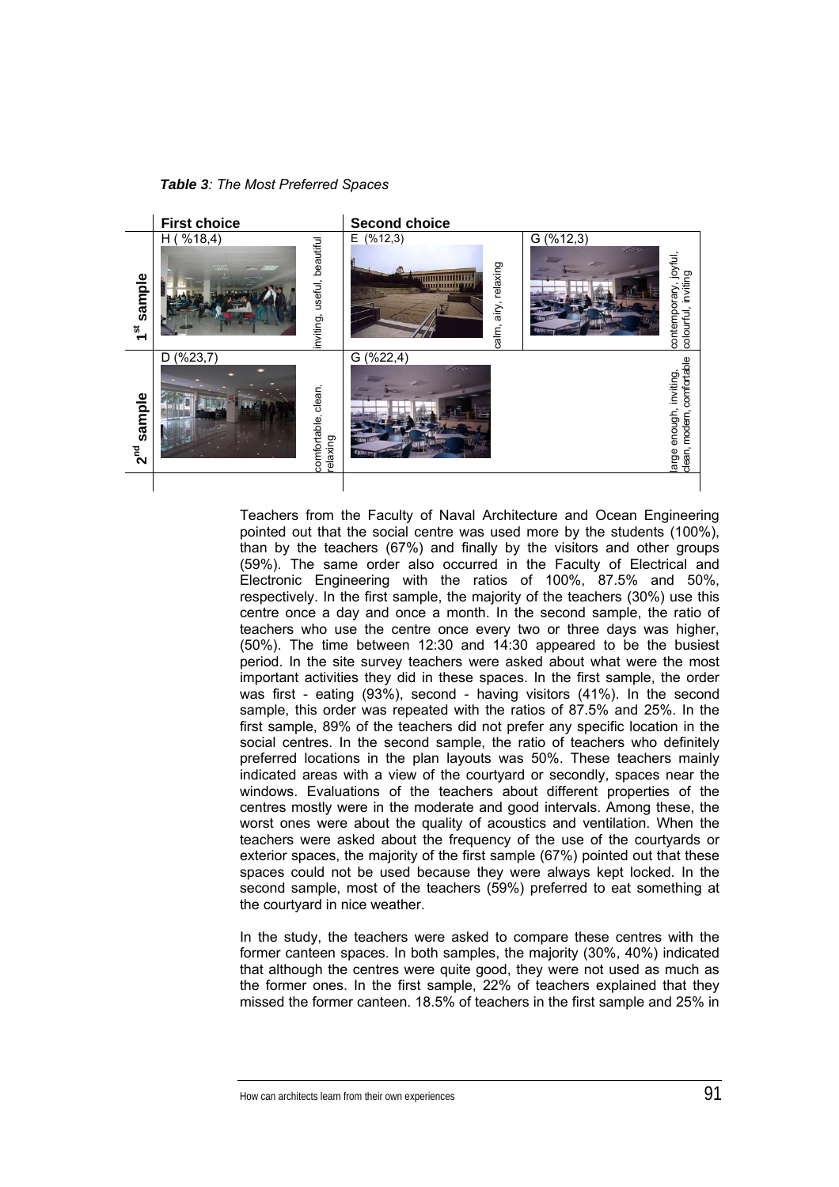***Table 3**: The Most Preferred Spaces*

| | First choice | | Second choice | | | |
|---|---|---|---|---|---|---|
| 1st sample | H ( %18,4) | inviting, useful, beautiful | E (%12,3) | calm, airy, relaxing | G (%12,3) | contemporary, joyful, colourful, inviting |
| 2nd sample | D (%23,7) | comfortable, clean, relaxing | G (%22,4) | | | large enough, inviting, clean, modern, comfortable |

Teachers from the Faculty of Naval Architecture and Ocean Engineering pointed out that the social centre was used more by the students (100%), than by the teachers (67%) and finally by the visitors and other groups (59%). The same order also occurred in the Faculty of Electrical and Electronic Engineering with the ratios of 100%, 87.5% and 50%, respectively. In the first sample, the majority of the teachers (30%) use this centre once a day and once a month. In the second sample, the ratio of teachers who use the centre once every two or three days was higher, (50%). The time between 12:30 and 14:30 appeared to be the busiest period. In the site survey teachers were asked about what were the most important activities they did in these spaces. In the first sample, the order was first - eating (93%), second - having visitors (41%). In the second sample, this order was repeated with the ratios of 87.5% and 25%. In the first sample, 89% of the teachers did not prefer any specific location in the social centres. In the second sample, the ratio of teachers who definitely preferred locations in the plan layouts was 50%. These teachers mainly indicated areas with a view of the courtyard or secondly, spaces near the windows. Evaluations of the teachers about different properties of the centres mostly were in the moderate and good intervals. Among these, the worst ones were about the quality of acoustics and ventilation. When the teachers were asked about the frequency of the use of the courtyards or exterior spaces, the majority of the first sample (67%) pointed out that these spaces could not be used because they were always kept locked. In the second sample, most of the teachers (59%) preferred to eat something at the courtyard in nice weather.

In the study, the teachers were asked to compare these centres with the former canteen spaces. In both samples, the majority (30%, 40%) indicated that although the centres were quite good, they were not used as much as the former ones. In the first sample, 22% of teachers explained that they missed the former canteen. 18.5% of teachers in the first sample and 25% in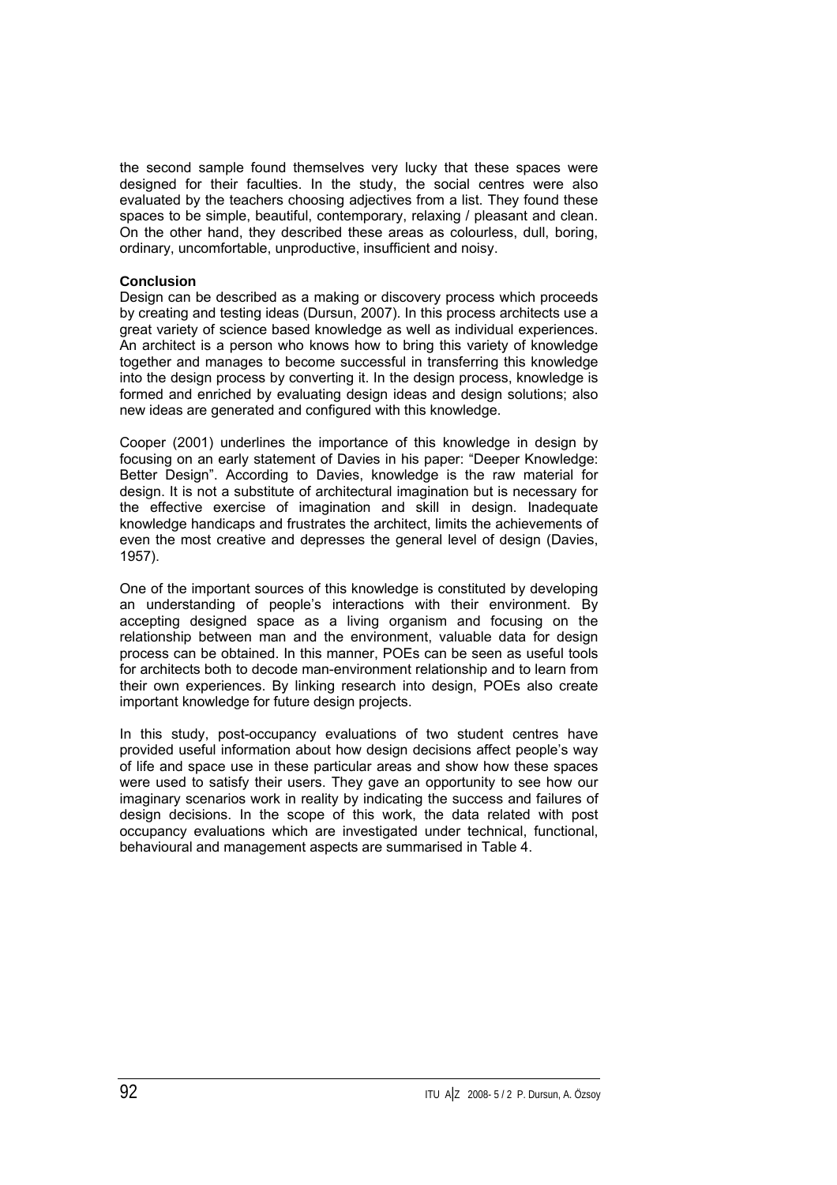the second sample found themselves very lucky that these spaces were designed for their faculties. In the study, the social centres were also evaluated by the teachers choosing adjectives from a list. They found these spaces to be simple, beautiful, contemporary, relaxing / pleasant and clean. On the other hand, they described these areas as colourless, dull, boring, ordinary, uncomfortable, unproductive, insufficient and noisy.

## Conclusion

Design can be described as a making or discovery process which proceeds by creating and testing ideas (Dursun, 2007). In this process architects use a great variety of science based knowledge as well as individual experiences. An architect is a person who knows how to bring this variety of knowledge together and manages to become successful in transferring this knowledge into the design process by converting it. In the design process, knowledge is formed and enriched by evaluating design ideas and design solutions; also new ideas are generated and configured with this knowledge.

Cooper (2001) underlines the importance of this knowledge in design by focusing on an early statement of Davies in his paper: "Deeper Knowledge: Better Design". According to Davies, knowledge is the raw material for design. It is not a substitute of architectural imagination but is necessary for the effective exercise of imagination and skill in design. Inadequate knowledge handicaps and frustrates the architect, limits the achievements of even the most creative and depresses the general level of design (Davies, 1957).

One of the important sources of this knowledge is constituted by developing an understanding of people's interactions with their environment. By accepting designed space as a living organism and focusing on the relationship between man and the environment, valuable data for design process can be obtained. In this manner, POEs can be seen as useful tools for architects both to decode man-environment relationship and to learn from their own experiences. By linking research into design, POEs also create important knowledge for future design projects.

In this study, post-occupancy evaluations of two student centres have provided useful information about how design decisions affect people's way of life and space use in these particular areas and show how these spaces were used to satisfy their users. They gave an opportunity to see how our imaginary scenarios work in reality by indicating the success and failures of design decisions. In the scope of this work, the data related with post occupancy evaluations which are investigated under technical, functional, behavioural and management aspects are summarised in Table 4.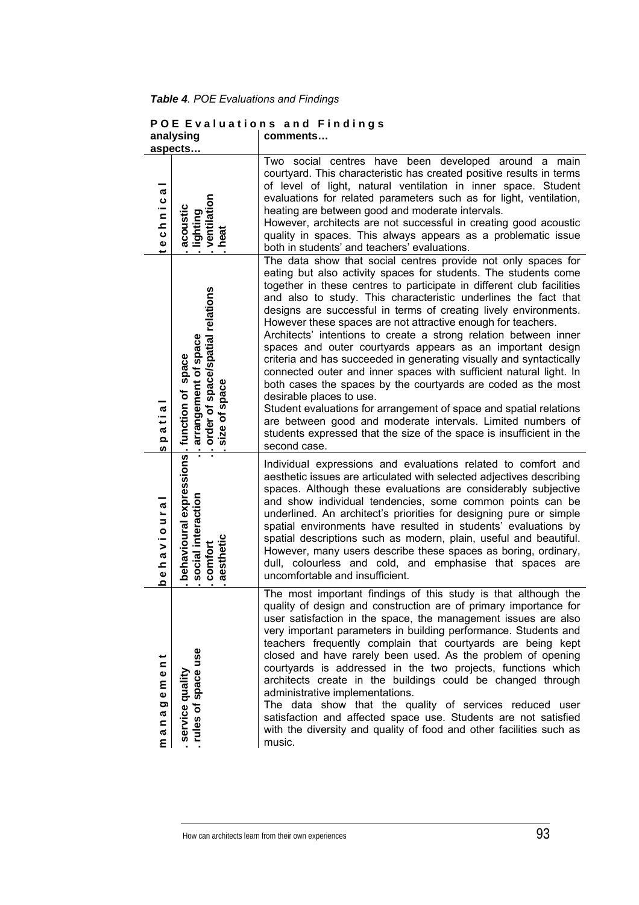***Table 4***. *POE Evaluations and Findings*

| **POE Evaluations and Findings** | | |
|---|---|---|
| **analysing aspects…** | | **comments…** |
| **technical** | **. acoustic . lighting . ventilation . heat** | Two social centres have been developed around a main courtyard. This characteristic has created positive results in terms of level of light, natural ventilation in inner space. Student evaluations for related parameters such as for light, ventilation, heating are between good and moderate intervals. However, architects are not successful in creating good acoustic quality in spaces. This always appears as a problematic issue both in students' and teachers' evaluations. |
| **spatial** | **. function of space . arrangement of space . order of space/spatial relations . size of space** | The data show that social centres provide not only spaces for eating but also activity spaces for students. The students come together in these centres to participate in different club facilities and also to study. This characteristic underlines the fact that designs are successful in terms of creating lively environments. However these spaces are not attractive enough for teachers. Architects' intentions to create a strong relation between inner spaces and outer courtyards appears as an important design criteria and has succeeded in generating visually and syntactically connected outer and inner spaces with sufficient natural light. In both cases the spaces by the courtyards are coded as the most desirable places to use. Student evaluations for arrangement of space and spatial relations are between good and moderate intervals. Limited numbers of students expressed that the size of the space is insufficient in the second case. |
| **behavioural** | **. behavioural expressions . social interaction . comfort . aesthetic** | Individual expressions and evaluations related to comfort and aesthetic issues are articulated with selected adjectives describing spaces. Although these evaluations are considerably subjective and show individual tendencies, some common points can be underlined. An architect's priorities for designing pure or simple spatial environments have resulted in students' evaluations by spatial descriptions such as modern, plain, useful and beautiful. However, many users describe these spaces as boring, ordinary, dull, colourless and cold, and emphasise that spaces are uncomfortable and insufficient. |
| **management** | **. service quality . rules of space use** | The most important findings of this study is that although the quality of design and construction are of primary importance for user satisfaction in the space, the management issues are also very important parameters in building performance. Students and teachers frequently complain that courtyards are being kept closed and have rarely been used. As the problem of opening courtyards is addressed in the two projects, functions which architects create in the buildings could be changed through administrative implementations. The data show that the quality of services reduced user satisfaction and affected space use. Students are not satisfied with the diversity and quality of food and other facilities such as music. |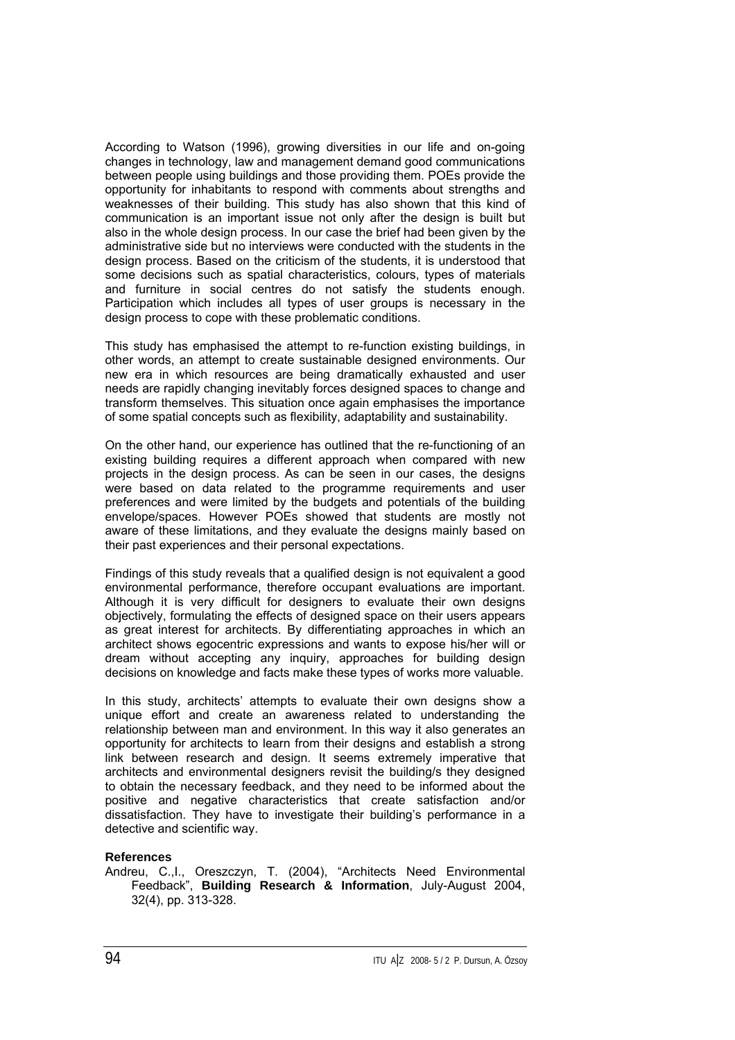According to Watson (1996), growing diversities in our life and on-going changes in technology, law and management demand good communications between people using buildings and those providing them. POEs provide the opportunity for inhabitants to respond with comments about strengths and weaknesses of their building. This study has also shown that this kind of communication is an important issue not only after the design is built but also in the whole design process. In our case the brief had been given by the administrative side but no interviews were conducted with the students in the design process. Based on the criticism of the students, it is understood that some decisions such as spatial characteristics, colours, types of materials and furniture in social centres do not satisfy the students enough. Participation which includes all types of user groups is necessary in the design process to cope with these problematic conditions.

This study has emphasised the attempt to re-function existing buildings, in other words, an attempt to create sustainable designed environments. Our new era in which resources are being dramatically exhausted and user needs are rapidly changing inevitably forces designed spaces to change and transform themselves. This situation once again emphasises the importance of some spatial concepts such as flexibility, adaptability and sustainability.

On the other hand, our experience has outlined that the re-functioning of an existing building requires a different approach when compared with new projects in the design process. As can be seen in our cases, the designs were based on data related to the programme requirements and user preferences and were limited by the budgets and potentials of the building envelope/spaces. However POEs showed that students are mostly not aware of these limitations, and they evaluate the designs mainly based on their past experiences and their personal expectations.

Findings of this study reveals that a qualified design is not equivalent a good environmental performance, therefore occupant evaluations are important. Although it is very difficult for designers to evaluate their own designs objectively, formulating the effects of designed space on their users appears as great interest for architects. By differentiating approaches in which an architect shows egocentric expressions and wants to expose his/her will or dream without accepting any inquiry, approaches for building design decisions on knowledge and facts make these types of works more valuable.

In this study, architects' attempts to evaluate their own designs show a unique effort and create an awareness related to understanding the relationship between man and environment. In this way it also generates an opportunity for architects to learn from their designs and establish a strong link between research and design. It seems extremely imperative that architects and environmental designers revisit the building/s they designed to obtain the necessary feedback, and they need to be informed about the positive and negative characteristics that create satisfaction and/or dissatisfaction. They have to investigate their building's performance in a detective and scientific way.

**References**

Andreu, C.,I., Oreszczyn, T. (2004), "Architects Need Environmental Feedback", **Building Research & Information**, July-August 2004, 32(4), pp. 313-328.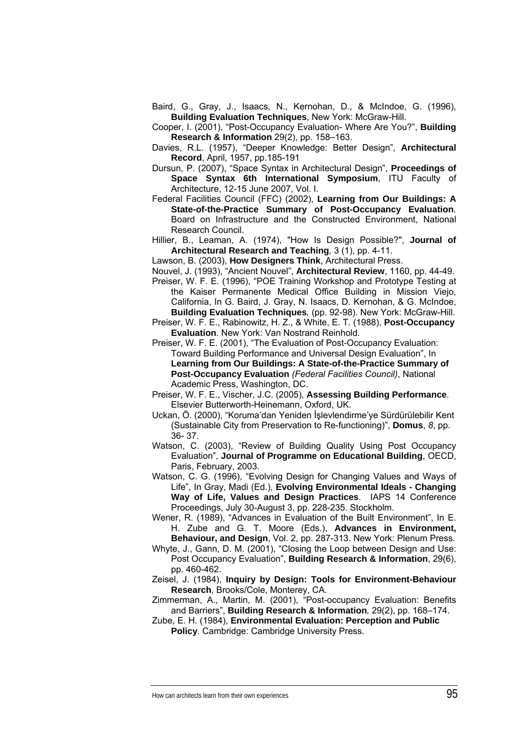Baird, G., Gray, J., Isaacs, N., Kernohan, D., & McIndoe, G. (1996), **Building Evaluation Techniques**, New York: McGraw-Hill.

Cooper, I. (2001), "Post-Occupancy Evaluation- Where Are You?", **Building Research & Information** 29(2), pp. 158–163.

Davies, R.L. (1957), "Deeper Knowledge: Better Design", **Architectural Record**, April, 1957, pp.185-191

Dursun, P. (2007), "Space Syntax in Architectural Design", **Proceedings of Space Syntax 6th International Symposium**, ITU Faculty of Architecture, 12-15 June 2007, Vol. I.

Federal Facilities Council (FFC) (2002), **Learning from Our Buildings: A State-of-the-Practice Summary of Post-Occupancy Evaluation**. Board on Infrastructure and the Constructed Environment, National Research Council.

Hillier, B., Leaman, A. (1974), "How Is Design Possible?", **Journal of Architectural Research and Teaching**, 3 (1), pp. 4-11.

Lawson, B. (2003), **How Designers Think**, Architectural Press.

Nouvel, J. (1993), "Ancient Nouvel", **Architectural Review**, 1160, pp. 44-49.

Preiser, W. F. E. (1996), "POE Training Workshop and Prototype Testing at the Kaiser Permanente Medical Office Building in Mission Viejo, California, In G. Baird, J. Gray, N. Isaacs, D. Kernohan, & G. McIndoe, **Building Evaluation Techniques**, (pp. 92-98). New York: McGraw-Hill.

Preiser, W. F. E., Rabinowitz, H. Z., & White, E. T. (1988), **Post-Occupancy Evaluation**. New York: Van Nostrand Reinhold.

Preiser, W. F. E. (2001), "The Evaluation of Post-Occupancy Evaluation: Toward Building Performance and Universal Design Evaluation", In **Learning from Our Buildings: A State-of-the-Practice Summary of Post-Occupancy Evaluation** *(Federal Facilities Council)*, National Academic Press, Washington, DC.

Preiser, W. F. E., Vischer, J.C. (2005), **Assessing Building Performance**. Elsevier Butterworth-Heinemann, Oxford, UK.

Uckan, Ö. (2000), "Koruma'dan Yeniden İşlevlendirme'ye Sürdürülebilir Kent (Sustainable City from Preservation to Re-functioning)", **Domus**, *8*, pp. 36- 37.

Watson, C. (2003), "Review of Building Quality Using Post Occupancy Evaluation", **Journal of Programme on Educational Building**, OECD, Paris, February, 2003.

Watson, C. G. (1996), "Evolving Design for Changing Values and Ways of Life", In Gray, Madi (Ed.), **Evolving Environmental Ideals - Changing Way of Life, Values and Design Practices**. IAPS 14 Conference Proceedings, July 30-August 3, pp. 228-235. Stockholm.

Wener, R. (1989), "Advances in Evaluation of the Built Environment", In E. H. Zube and G. T. Moore (Eds.), **Advances in Environment, Behaviour, and Design**, Vol. 2, pp. 287-313. New York: Plenum Press.

Whyte, J., Gann, D. M. (2001), "Closing the Loop between Design and Use: Post Occupancy Evaluation", **Building Research & Information**, 29(6), pp. 460-462.

Zeisel, J. (1984), **Inquiry by Design: Tools for Environment-Behaviour Research**, Brooks/Cole, Monterey, CA.

Zimmerman, A., Martin, M. (2001), "Post-occupancy Evaluation: Benefits and Barriers", **Building Research & Information**, 29(2), pp. 168–174.

Zube, E. H. (1984), **Environmental Evaluation: Perception and Public Policy**. Cambridge: Cambridge University Press.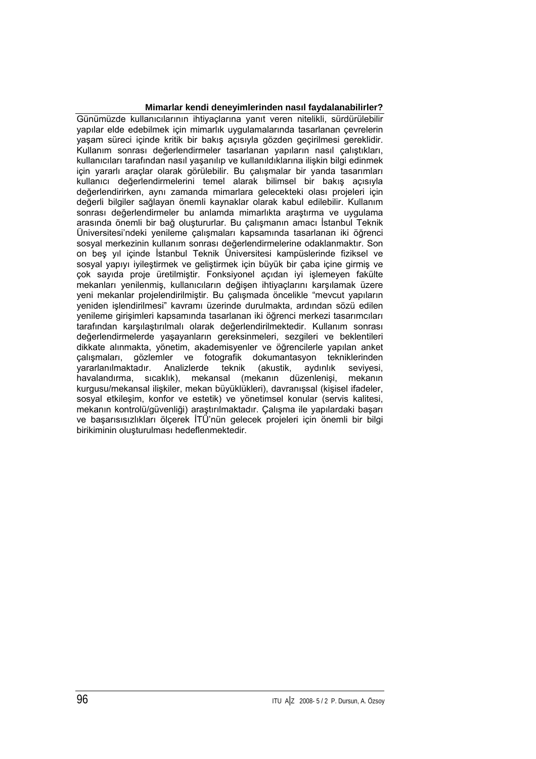**Mimarlar kendi deneyimlerinden nasıl faydalanabilirler?**

Günümüzde kullanıcılarının ihtiyaçlarına yanıt veren nitelikli, sürdürülebilir yapılar elde edebilmek için mimarlık uygulamalarında tasarlanan çevrelerin yaşam süreci içinde kritik bir bakış açısıyla gözden geçirilmesi gereklidir. Kullanım sonrası değerlendirmeler tasarlanan yapıların nasıl çalıştıkları, kullanıcıları tarafından nasıl yaşanılıp ve kullanıldıklarına ilişkin bilgi edinmek için yararlı araçlar olarak görülebilir. Bu çalışmalar bir yanda tasarımları kullanıcı değerlendirmelerini temel alarak bilimsel bir bakış açısıyla değerlendirirken, aynı zamanda mimarlara gelecekteki olası projeleri için değerli bilgiler sağlayan önemli kaynaklar olarak kabul edilebilir. Kullanım sonrası değerlendirmeler bu anlamda mimarlıkta araştırma ve uygulama arasında önemli bir bağ oluştururlar. Bu çalışmanın amacı İstanbul Teknik Üniversitesi'ndeki yenileme çalışmaları kapsamında tasarlanan iki öğrenci sosyal merkezinin kullanım sonrası değerlendirmelerine odaklanmaktır. Son on beş yıl içinde İstanbul Teknik Üniversitesi kampüslerinde fiziksel ve sosyal yapıyı iyileştirmek ve geliştirmek için büyük bir çaba içine girmiş ve çok sayıda proje üretilmiştir. Fonksiyonel açıdan iyi işlemeyen fakülte mekanları yenilenmiş, kullanıcıların değişen ihtiyaçlarını karşılamak üzere yeni mekanlar projelendirilmiştir. Bu çalışmada öncelikle "mevcut yapıların yeniden işlendirilmesi" kavramı üzerinde durulmakta, ardından sözü edilen yenileme girişimleri kapsamında tasarlanan iki öğrenci merkezi tasarımcıları tarafından karşılaştırılmalı olarak değerlendirilmektedir. Kullanım sonrası değerlendirmelerde yaşayanların gereksinmeleri, sezgileri ve beklentileri dikkate alınmakta, yönetim, akademisyenler ve öğrencilerle yapılan anket çalışmaları, gözlemler ve fotografik dokumantasyon tekniklerinden yararlanılmaktadır. Analizlerde teknik (akustik, aydınlık seviyesi, havalandırma, sıcaklık), mekansal (mekanın düzenlenişi, mekanın kurgusu/mekansal ilişkiler, mekan büyüklükleri), davranışsal (kişisel ifadeler, sosyal etkileşim, konfor ve estetik) ve yönetimsel konular (servis kalitesi, mekanın kontrolü/güvenliği) araştırılmaktadır. Çalışma ile yapılardaki başarı ve başarısısızlıkları ölçerek İTÜ'nün gelecek projeleri için önemli bir bilgi birikiminin oluşturulması hedeflenmektedir.